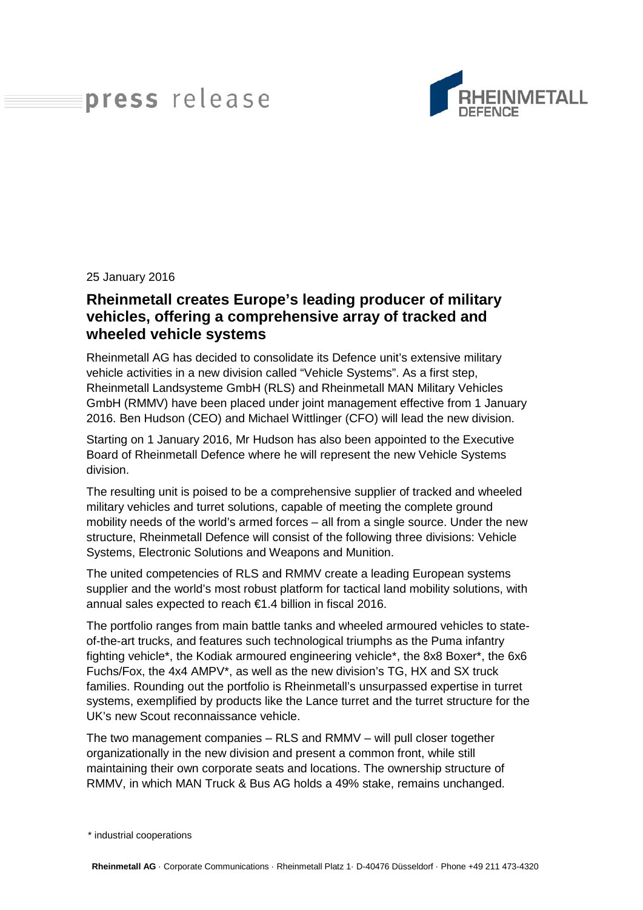press release

25 January 2016

# Rheinmetall creates Europe's leading producer of military vehicles, offering a comprehensive array of tracked and wheeled vehicle systems

Rheinmetall AG has decided to consolidate its Defence unit's extensive military vehicle activities in a new division called "Vehicle Systems". As a first step, Rheinmetall Landsysteme GmbH (RLS) and Rheinmetall MAN Military Vehicles GmbH (RMMV) have been placed under joint management effective from 1 January 2016. Ben Hudson (CEO) and Michael Wittlinger (CFO) will lead the new division.

Starting on 1 January 2016, Mr Hudson has also been appointed to the Executive Board of Rheinmetall Defence where he will represent the new Vehicle Systems division.

The resulting unit is poised to be a comprehensive supplier of tracked and wheeled military vehicles and turret solutions, capable of meeting the complete ground mobility needs of the world's armed forces – all from a single source. Under the new structure, Rheinmetall Defence will consist of the following three divisions: Vehicle Systems, Electronic Solutions and Weapons and Munition.

The united competencies of RLS and RMMV create a leading European systems supplier and the world's most robust platform for tactical land mobility solutions, with annual sales expected to reach €1.4 billion in fiscal 2016.

The portfolio ranges from main battle tanks and wheeled armoured vehicles to state-of-the-art trucks, and features such technological triumphs as the Puma infantry fighting vehicle*, the Kodiak armoured engineering vehicle*, the 8x8 Boxer*, the 6x6 Fuchs/Fox, the 4x4 AMPV*, as well as the new division's TG, HX and SX truck families. Rounding out the portfolio is Rheinmetall's unsurpassed expertise in turret systems, exemplified by products like the Lance turret and the turret structure for the UK's new Scout reconnaissance vehicle.

The two management companies – RLS and RMMV – will pull closer together organizationally in the new division and present a common front, while still maintaining their own corporate seats and locations. The ownership structure of RMMV, in which MAN Truck & Bus AG holds a 49% stake, remains unchanged.

\* industrial cooperations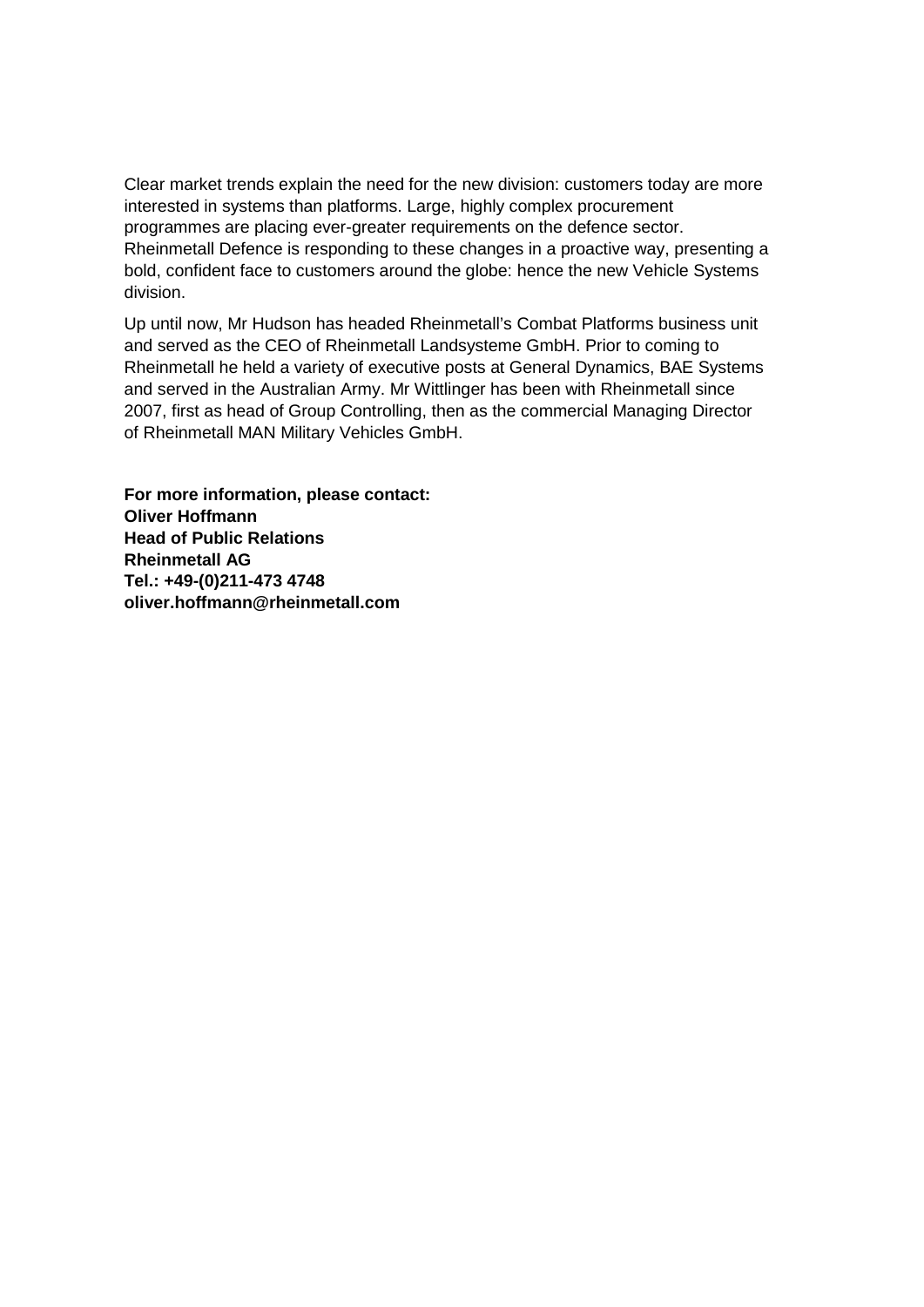Clear market trends explain the need for the new division: customers today are more interested in systems than platforms. Large, highly complex procurement programmes are placing ever-greater requirements on the defence sector. Rheinmetall Defence is responding to these changes in a proactive way, presenting a bold, confident face to customers around the globe: hence the new Vehicle Systems division.

Up until now, Mr Hudson has headed Rheinmetall's Combat Platforms business unit and served as the CEO of Rheinmetall Landsysteme GmbH. Prior to coming to Rheinmetall he held a variety of executive posts at General Dynamics, BAE Systems and served in the Australian Army. Mr Wittlinger has been with Rheinmetall since 2007, first as head of Group Controlling, then as the commercial Managing Director of Rheinmetall MAN Military Vehicles GmbH.

**For more information, please contact:**
**Oliver Hoffmann**
**Head of Public Relations**
**Rheinmetall AG**
**Tel.: +49-(0)211-473 4748**
**oliver.hoffmann@rheinmetall.com**